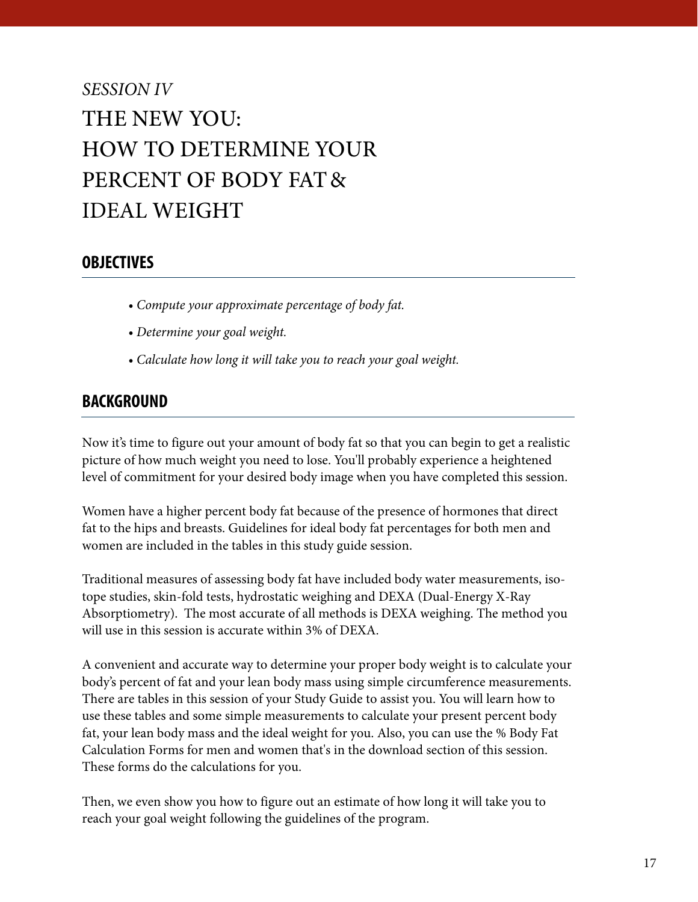*SESSION IV*

# THE NEW YOU: HOW TO DETERMINE YOUR PERCENT OF BODY FAT & IDEAL WEIGHT

## OBJECTIVES

- *Compute your approximate percentage of body fat.*
- *Determine your goal weight.*
- *Calculate how long it will take you to reach your goal weight.*

## BACKGROUND

Now it's time to figure out your amount of body fat so that you can begin to get a realistic picture of how much weight you need to lose. You'll probably experience a heightened level of commitment for your desired body image when you have completed this session.

Women have a higher percent body fat because of the presence of hormones that direct fat to the hips and breasts. Guidelines for ideal body fat percentages for both men and women are included in the tables in this study guide session.

Traditional measures of assessing body fat have included body water measurements, isotope studies, skin-fold tests, hydrostatic weighing and DEXA (Dual-Energy X-Ray Absorptiometry). The most accurate of all methods is DEXA weighing. The method you will use in this session is accurate within 3% of DEXA.

A convenient and accurate way to determine your proper body weight is to calculate your body's percent of fat and your lean body mass using simple circumference measurements. There are tables in this session of your Study Guide to assist you. You will learn how to use these tables and some simple measurements to calculate your present percent body fat, your lean body mass and the ideal weight for you. Also, you can use the % Body Fat Calculation Forms for men and women that's in the download section of this session. These forms do the calculations for you.

Then, we even show you how to figure out an estimate of how long it will take you to reach your goal weight following the guidelines of the program.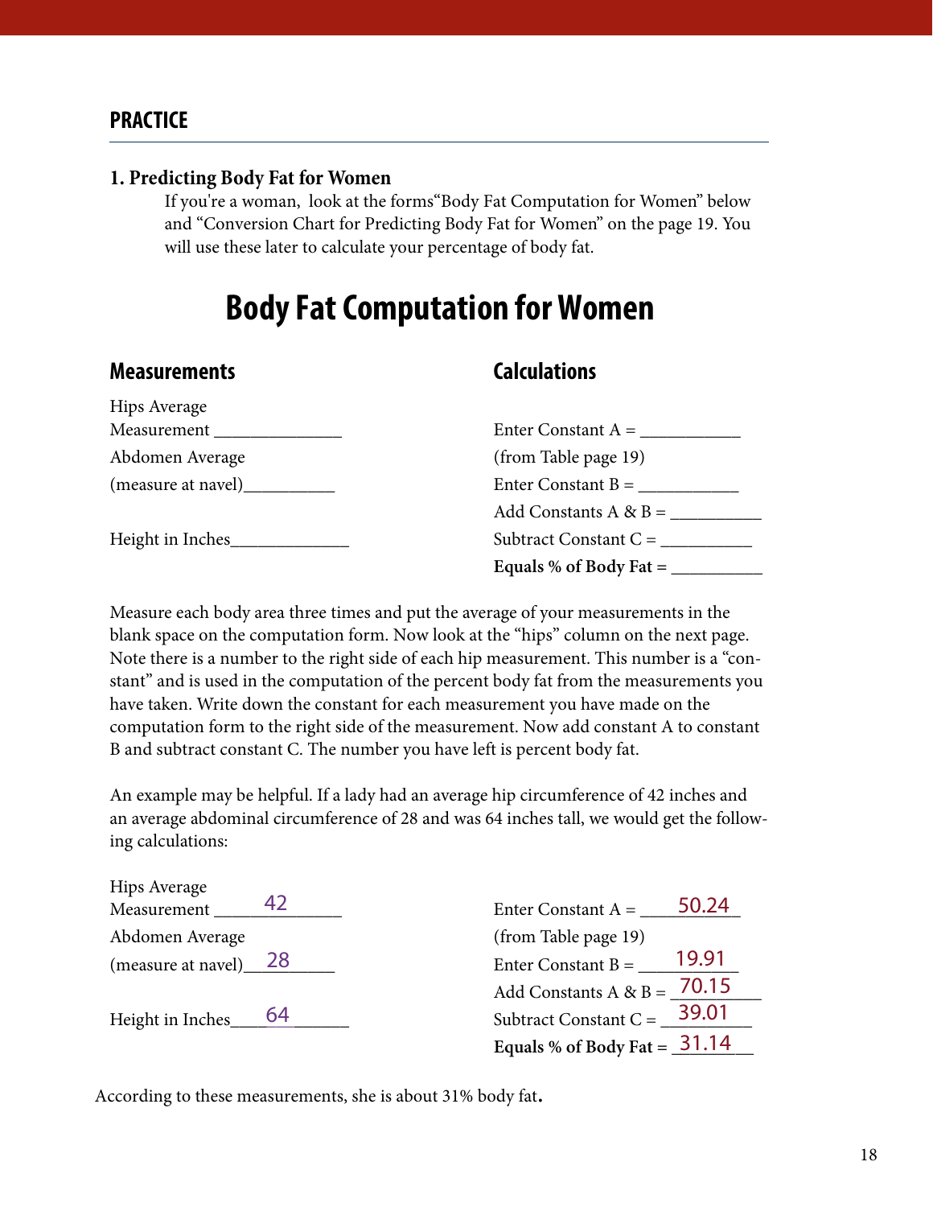## PRACTICE

### 1. Predicting Body Fat for Women

If you're a woman, look at the forms"Body Fat Computation for Women" below and "Conversion Chart for Predicting Body Fat for Women" on the page 19. You will use these later to calculate your percentage of body fat.

# Body Fat Computation for Women

| **Measurements** | **Calculations** |
|---|---|
| Hips Average Measurement ______________ | Enter Constant A = ___________ |
| Abdomen Average | (from Table page 19) |
| (measure at navel)__________ | Enter Constant B = ___________ |
| | Add Constants A & B = __________ |
| Height in Inches_____________ | Subtract Constant C = __________ |
| | **Equals % of Body Fat =** __________ |

Measure each body area three times and put the average of your measurements in the blank space on the computation form. Now look at the "hips" column on the next page. Note there is a number to the right side of each hip measurement. This number is a "constant" and is used in the computation of the percent body fat from the measurements you have taken. Write down the constant for each measurement you have made on the computation form to the right side of the measurement. Now add constant A to constant B and subtract constant C. The number you have left is percent body fat.

An example may be helpful. If a lady had an average hip circumference of 42 inches and an average abdominal circumference of 28 and was 64 inches tall, we would get the following calculations:

| | |
|---|---|
| Hips Average Measurement 42 | Enter Constant A = 50.24 |
| Abdomen Average | (from Table page 19) |
| (measure at navel) 28 | Enter Constant B = 19.91 |
| | Add Constants A & B = 70.15 |
| Height in Inches 64 | Subtract Constant C = 39.01 |
| | **Equals % of Body Fat =** 31.14 |

According to these measurements, she is about 31% body fat.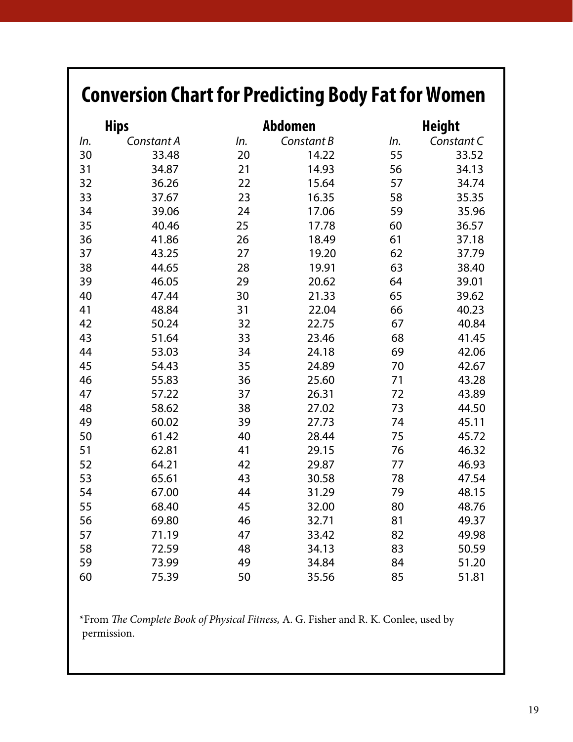## Conversion Chart for Predicting Body Fat for Women

| Hips | | Abdomen | | Height | |
|---|---|---|---|---|---|
| *In.* | *Constant A* | *In.* | *Constant B* | *In.* | *Constant C* |
| 30 | 33.48 | 20 | 14.22 | 55 | 33.52 |
| 31 | 34.87 | 21 | 14.93 | 56 | 34.13 |
| 32 | 36.26 | 22 | 15.64 | 57 | 34.74 |
| 33 | 37.67 | 23 | 16.35 | 58 | 35.35 |
| 34 | 39.06 | 24 | 17.06 | 59 | 35.96 |
| 35 | 40.46 | 25 | 17.78 | 60 | 36.57 |
| 36 | 41.86 | 26 | 18.49 | 61 | 37.18 |
| 37 | 43.25 | 27 | 19.20 | 62 | 37.79 |
| 38 | 44.65 | 28 | 19.91 | 63 | 38.40 |
| 39 | 46.05 | 29 | 20.62 | 64 | 39.01 |
| 40 | 47.44 | 30 | 21.33 | 65 | 39.62 |
| 41 | 48.84 | 31 | 22.04 | 66 | 40.23 |
| 42 | 50.24 | 32 | 22.75 | 67 | 40.84 |
| 43 | 51.64 | 33 | 23.46 | 68 | 41.45 |
| 44 | 53.03 | 34 | 24.18 | 69 | 42.06 |
| 45 | 54.43 | 35 | 24.89 | 70 | 42.67 |
| 46 | 55.83 | 36 | 25.60 | 71 | 43.28 |
| 47 | 57.22 | 37 | 26.31 | 72 | 43.89 |
| 48 | 58.62 | 38 | 27.02 | 73 | 44.50 |
| 49 | 60.02 | 39 | 27.73 | 74 | 45.11 |
| 50 | 61.42 | 40 | 28.44 | 75 | 45.72 |
| 51 | 62.81 | 41 | 29.15 | 76 | 46.32 |
| 52 | 64.21 | 42 | 29.87 | 77 | 46.93 |
| 53 | 65.61 | 43 | 30.58 | 78 | 47.54 |
| 54 | 67.00 | 44 | 31.29 | 79 | 48.15 |
| 55 | 68.40 | 45 | 32.00 | 80 | 48.76 |
| 56 | 69.80 | 46 | 32.71 | 81 | 49.37 |
| 57 | 71.19 | 47 | 33.42 | 82 | 49.98 |
| 58 | 72.59 | 48 | 34.13 | 83 | 50.59 |
| 59 | 73.99 | 49 | 34.84 | 84 | 51.20 |
| 60 | 75.39 | 50 | 35.56 | 85 | 51.81 |

*From *The Complete Book of Physical Fitness,* A. G. Fisher and R. K. Conlee, used by permission.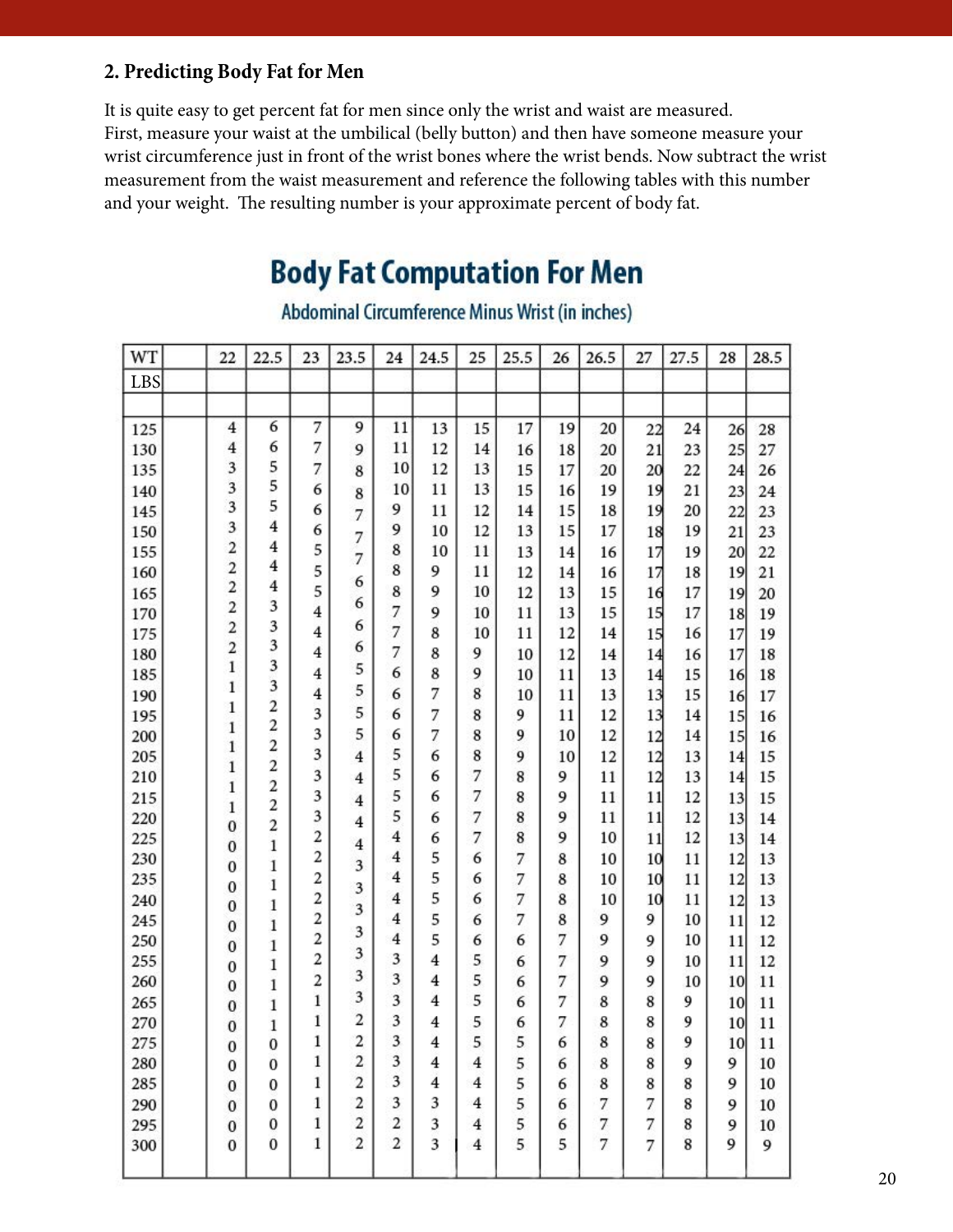## 2. Predicting Body Fat for Men

It is quite easy to get percent fat for men since only the wrist and waist are measured. First, measure your waist at the umbilical (belly button) and then have someone measure your wrist circumference just in front of the wrist bones where the wrist bends. Now subtract the wrist measurement from the waist measurement and reference the following tables with this number and your weight. The resulting number is your approximate percent of body fat.

**Body Fat Computation For Men**

Abdominal Circumference Minus Wrist (in inches)

| WT LBS | 22 | 22.5 | 23 | 23.5 | 24 | 24.5 | 25 | 25.5 | 26 | 26.5 | 27 | 27.5 | 28 | 28.5 |
|---|---|---|---|---|---|---|---|---|---|---|---|---|---|---|
| 125 | 4 | 6 | 7 | 9 | 11 | 13 | 15 | 17 | 19 | 20 | 22 | 24 | 26 | 28 |
| 130 | 4 | 6 | 7 | 9 | 11 | 12 | 14 | 16 | 18 | 20 | 21 | 23 | 25 | 27 |
| 135 | 3 | 5 | 7 | 8 | 10 | 12 | 13 | 15 | 17 | 20 | 20 | 22 | 24 | 26 |
| 140 | 3 | 5 | 6 | 8 | 10 | 11 | 13 | 15 | 16 | 19 | 19 | 21 | 23 | 24 |
| 145 | 3 | 5 | 6 | 7 | 9 | 11 | 12 | 14 | 15 | 18 | 19 | 20 | 22 | 23 |
| 150 | 3 | 4 | 6 | 7 | 9 | 10 | 12 | 13 | 15 | 17 | 18 | 19 | 21 | 23 |
| 155 | 2 | 4 | 5 | 7 | 8 | 10 | 11 | 13 | 14 | 16 | 17 | 19 | 20 | 22 |
| 160 | 2 | 4 | 5 | 6 | 8 | 9 | 11 | 12 | 14 | 16 | 17 | 18 | 19 | 21 |
| 165 | 2 | 4 | 5 | 6 | 8 | 9 | 10 | 12 | 13 | 15 | 16 | 17 | 19 | 20 |
| 170 | 2 | 3 | 4 | 6 | 7 | 9 | 10 | 11 | 13 | 15 | 15 | 17 | 18 | 19 |
| 175 | 2 | 3 | 4 | 6 | 7 | 8 | 10 | 11 | 12 | 14 | 15 | 16 | 17 | 19 |
| 180 | 2 | 3 | 4 | 5 | 7 | 8 | 9 | 10 | 12 | 14 | 14 | 16 | 17 | 18 |
| 185 | 1 | 3 | 4 | 5 | 6 | 8 | 9 | 10 | 11 | 13 | 14 | 15 | 16 | 18 |
| 190 | 1 | 3 | 4 | 5 | 6 | 7 | 8 | 10 | 11 | 13 | 13 | 15 | 16 | 17 |
| 195 | 1 | 2 | 3 | 5 | 6 | 7 | 8 | 9 | 11 | 12 | 13 | 14 | 15 | 16 |
| 200 | 1 | 2 | 3 | 5 | 6 | 7 | 8 | 9 | 10 | 12 | 12 | 14 | 15 | 16 |
| 205 | 1 | 2 | 3 | 4 | 5 | 6 | 8 | 9 | 10 | 12 | 12 | 13 | 14 | 15 |
| 210 | 1 | 2 | 3 | 4 | 5 | 6 | 7 | 8 | 9 | 11 | 12 | 13 | 14 | 15 |
| 215 | 1 | 2 | 3 | 4 | 5 | 6 | 7 | 8 | 9 | 11 | 11 | 12 | 13 | 15 |
| 220 | 0 | 2 | 3 | 4 | 5 | 6 | 7 | 8 | 9 | 11 | 11 | 12 | 13 | 14 |
| 225 | 0 | 1 | 2 | 4 | 4 | 6 | 7 | 8 | 9 | 10 | 11 | 12 | 13 | 14 |
| 230 | 0 | 1 | 2 | 3 | 4 | 5 | 6 | 7 | 8 | 10 | 10 | 11 | 12 | 13 |
| 235 | 0 | 1 | 2 | 3 | 4 | 5 | 6 | 7 | 8 | 10 | 10 | 11 | 12 | 13 |
| 240 | 0 | 1 | 2 | 3 | 4 | 5 | 6 | 7 | 8 | 10 | 10 | 11 | 12 | 13 |
| 245 | 0 | 1 | 2 | 3 | 4 | 5 | 6 | 7 | 8 | 9 | 9 | 10 | 11 | 12 |
| 250 | 0 | 1 | 2 | 3 | 4 | 5 | 6 | 6 | 7 | 9 | 9 | 10 | 11 | 12 |
| 255 | 0 | 1 | 2 | 3 | 3 | 4 | 5 | 6 | 7 | 9 | 9 | 10 | 11 | 12 |
| 260 | 0 | 1 | 2 | 3 | 3 | 4 | 5 | 6 | 7 | 9 | 9 | 10 | 10 | 11 |
| 265 | 0 | 1 | 1 | 3 | 3 | 4 | 5 | 6 | 7 | 8 | 8 | 9 | 10 | 11 |
| 270 | 0 | 1 | 1 | 2 | 3 | 4 | 5 | 6 | 7 | 8 | 8 | 9 | 10 | 11 |
| 275 | 0 | 0 | 1 | 2 | 3 | 4 | 5 | 5 | 6 | 8 | 8 | 9 | 10 | 11 |
| 280 | 0 | 0 | 1 | 2 | 3 | 4 | 4 | 5 | 6 | 8 | 8 | 9 | 9 | 10 |
| 285 | 0 | 0 | 1 | 2 | 3 | 4 | 4 | 5 | 6 | 8 | 8 | 8 | 9 | 10 |
| 290 | 0 | 0 | 1 | 2 | 3 | 3 | 4 | 5 | 6 | 7 | 7 | 8 | 9 | 10 |
| 295 | 0 | 0 | 1 | 2 | 2 | 3 | 4 | 5 | 6 | 7 | 7 | 8 | 9 | 10 |
| 300 | 0 | 0 | 1 | 2 | 2 | 3 | 4 | 5 | 5 | 7 | 7 | 8 | 9 | 9 |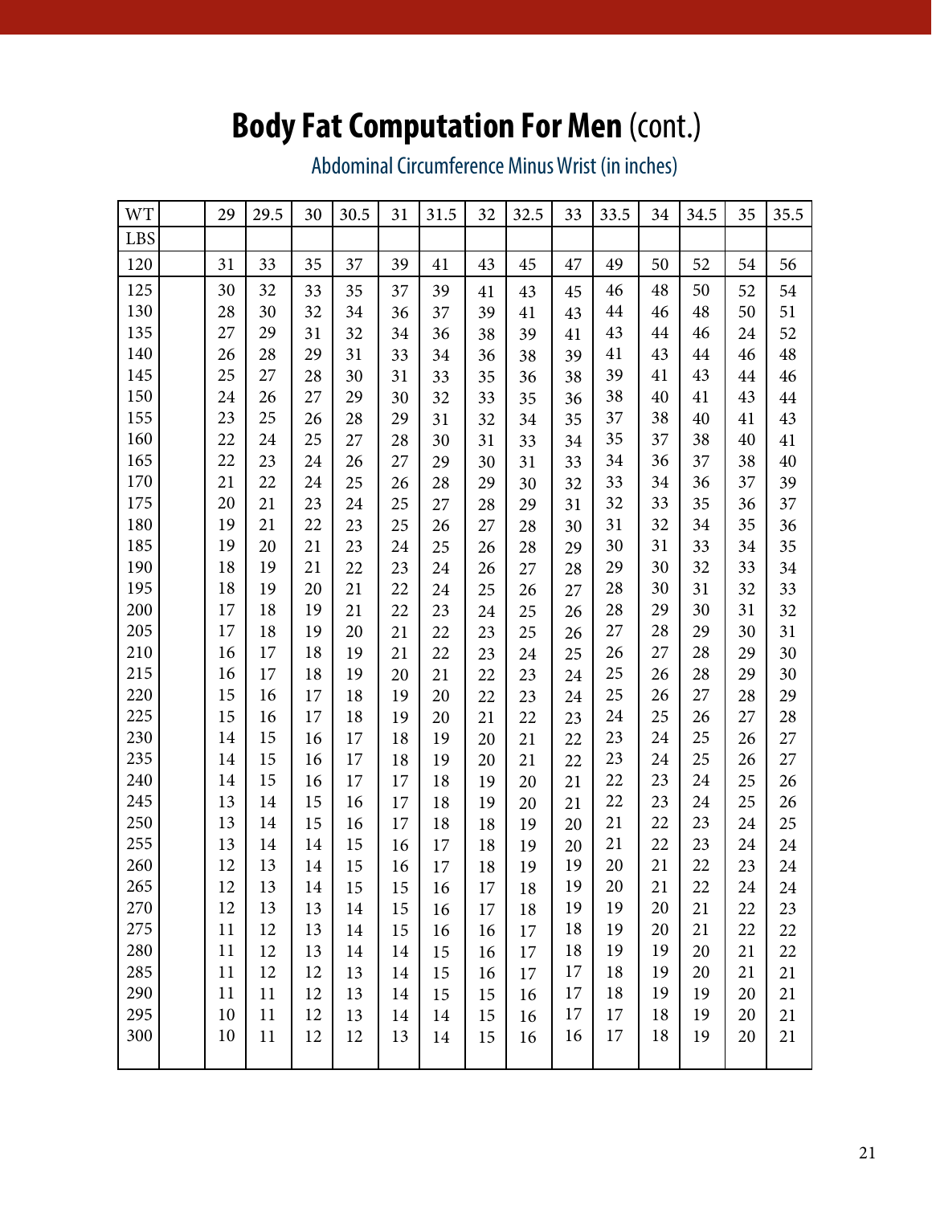# **Body Fat Computation For Men** (cont.)

Abdominal Circumference Minus Wrist (in inches)

| WT | | 29 | 29.5 | 30 | 30.5 | 31 | 31.5 | 32 | 32.5 | 33 | 33.5 | 34 | 34.5 | 35 | 35.5 |
|---|---|---|---|---|---|---|---|---|---|---|---|---|---|---|---|
| LBS | | | | | | | | | | | | | | | |
| 120 | | 31 | 33 | 35 | 37 | 39 | 41 | 43 | 45 | 47 | 49 | 50 | 52 | 54 | 56 |
| 125 | | 30 | 32 | 33 | 35 | 37 | 39 | 41 | 43 | 45 | 46 | 48 | 50 | 52 | 54 |
| 130 | | 28 | 30 | 32 | 34 | 36 | 37 | 39 | 41 | 43 | 44 | 46 | 48 | 50 | 51 |
| 135 | | 27 | 29 | 31 | 32 | 34 | 36 | 38 | 39 | 41 | 43 | 44 | 46 | 24 | 52 |
| 140 | | 26 | 28 | 29 | 31 | 33 | 34 | 36 | 38 | 39 | 41 | 43 | 44 | 46 | 48 |
| 145 | | 25 | 27 | 28 | 30 | 31 | 33 | 35 | 36 | 38 | 39 | 41 | 43 | 44 | 46 |
| 150 | | 24 | 26 | 27 | 29 | 30 | 32 | 33 | 35 | 36 | 38 | 40 | 41 | 43 | 44 |
| 155 | | 23 | 25 | 26 | 28 | 29 | 31 | 32 | 34 | 35 | 37 | 38 | 40 | 41 | 43 |
| 160 | | 22 | 24 | 25 | 27 | 28 | 30 | 31 | 33 | 34 | 35 | 37 | 38 | 40 | 41 |
| 165 | | 22 | 23 | 24 | 26 | 27 | 29 | 30 | 31 | 33 | 34 | 36 | 37 | 38 | 40 |
| 170 | | 21 | 22 | 24 | 25 | 26 | 28 | 29 | 30 | 32 | 33 | 34 | 36 | 37 | 39 |
| 175 | | 20 | 21 | 23 | 24 | 25 | 27 | 28 | 29 | 31 | 32 | 33 | 35 | 36 | 37 |
| 180 | | 19 | 21 | 22 | 23 | 25 | 26 | 27 | 28 | 30 | 31 | 32 | 34 | 35 | 36 |
| 185 | | 19 | 20 | 21 | 23 | 24 | 25 | 26 | 28 | 29 | 30 | 31 | 33 | 34 | 35 |
| 190 | | 18 | 19 | 21 | 22 | 23 | 24 | 26 | 27 | 28 | 29 | 30 | 32 | 33 | 34 |
| 195 | | 18 | 19 | 20 | 21 | 22 | 24 | 25 | 26 | 27 | 28 | 30 | 31 | 32 | 33 |
| 200 | | 17 | 18 | 19 | 21 | 22 | 23 | 24 | 25 | 26 | 28 | 29 | 30 | 31 | 32 |
| 205 | | 17 | 18 | 19 | 20 | 21 | 22 | 23 | 25 | 26 | 27 | 28 | 29 | 30 | 31 |
| 210 | | 16 | 17 | 18 | 19 | 21 | 22 | 23 | 24 | 25 | 26 | 27 | 28 | 29 | 30 |
| 215 | | 16 | 17 | 18 | 19 | 20 | 21 | 22 | 23 | 24 | 25 | 26 | 28 | 29 | 30 |
| 220 | | 15 | 16 | 17 | 18 | 19 | 20 | 22 | 23 | 24 | 25 | 26 | 27 | 28 | 29 |
| 225 | | 15 | 16 | 17 | 18 | 19 | 20 | 21 | 22 | 23 | 24 | 25 | 26 | 27 | 28 |
| 230 | | 14 | 15 | 16 | 17 | 18 | 19 | 20 | 21 | 22 | 23 | 24 | 25 | 26 | 27 |
| 235 | | 14 | 15 | 16 | 17 | 18 | 19 | 20 | 21 | 22 | 23 | 24 | 25 | 26 | 27 |
| 240 | | 14 | 15 | 16 | 17 | 17 | 18 | 19 | 20 | 21 | 22 | 23 | 24 | 25 | 26 |
| 245 | | 13 | 14 | 15 | 16 | 17 | 18 | 19 | 20 | 21 | 22 | 23 | 24 | 25 | 26 |
| 250 | | 13 | 14 | 15 | 16 | 17 | 18 | 18 | 19 | 20 | 21 | 22 | 23 | 24 | 25 |
| 255 | | 13 | 14 | 14 | 15 | 16 | 17 | 18 | 19 | 20 | 21 | 22 | 23 | 24 | 24 |
| 260 | | 12 | 13 | 14 | 15 | 16 | 17 | 18 | 19 | 19 | 20 | 21 | 22 | 23 | 24 |
| 265 | | 12 | 13 | 14 | 15 | 15 | 16 | 17 | 18 | 19 | 20 | 21 | 22 | 24 | 24 |
| 270 | | 12 | 13 | 13 | 14 | 15 | 16 | 17 | 18 | 19 | 19 | 20 | 21 | 22 | 23 |
| 275 | | 11 | 12 | 13 | 14 | 15 | 16 | 16 | 17 | 18 | 19 | 20 | 21 | 22 | 22 |
| 280 | | 11 | 12 | 13 | 14 | 14 | 15 | 16 | 17 | 18 | 19 | 19 | 20 | 21 | 22 |
| 285 | | 11 | 12 | 12 | 13 | 14 | 15 | 16 | 17 | 17 | 18 | 19 | 20 | 21 | 21 |
| 290 | | 11 | 11 | 12 | 13 | 14 | 15 | 15 | 16 | 17 | 18 | 19 | 19 | 20 | 21 |
| 295 | | 10 | 11 | 12 | 13 | 14 | 14 | 15 | 16 | 17 | 17 | 18 | 19 | 20 | 21 |
| 300 | | 10 | 11 | 12 | 12 | 13 | 14 | 15 | 16 | 16 | 17 | 18 | 19 | 20 | 21 |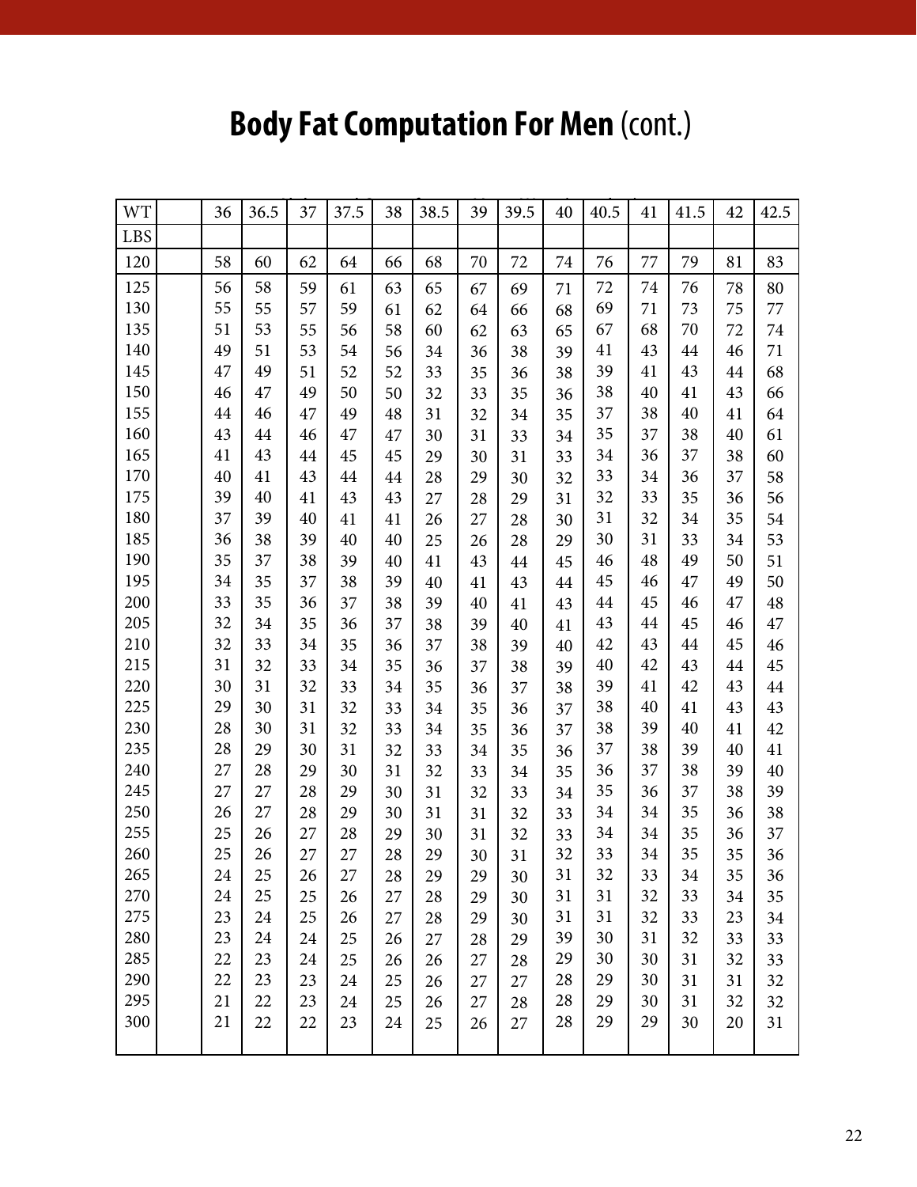# Body Fat Computation For Men (cont.)

| WT | | 36 | 36.5 | 37 | 37.5 | 38 | 38.5 | 39 | 39.5 | 40 | 40.5 | 41 | 41.5 | 42 | 42.5 |
|---|---|---|---|---|---|---|---|---|---|---|---|---|---|---|---|
| LBS | | | | | | | | | | | | | | | |
| 120 | | 58 | 60 | 62 | 64 | 66 | 68 | 70 | 72 | 74 | 76 | 77 | 79 | 81 | 83 |
| 125 | | 56 | 58 | 59 | 61 | 63 | 65 | 67 | 69 | 71 | 72 | 74 | 76 | 78 | 80 |
| 130 | | 55 | 55 | 57 | 59 | 61 | 62 | 64 | 66 | 68 | 69 | 71 | 73 | 75 | 77 |
| 135 | | 51 | 53 | 55 | 56 | 58 | 60 | 62 | 63 | 65 | 67 | 68 | 70 | 72 | 74 |
| 140 | | 49 | 51 | 53 | 54 | 56 | 34 | 36 | 38 | 39 | 41 | 43 | 44 | 46 | 71 |
| 145 | | 47 | 49 | 51 | 52 | 52 | 33 | 35 | 36 | 38 | 39 | 41 | 43 | 44 | 68 |
| 150 | | 46 | 47 | 49 | 50 | 50 | 32 | 33 | 35 | 36 | 38 | 40 | 41 | 43 | 66 |
| 155 | | 44 | 46 | 47 | 49 | 48 | 31 | 32 | 34 | 35 | 37 | 38 | 40 | 41 | 64 |
| 160 | | 43 | 44 | 46 | 47 | 47 | 30 | 31 | 33 | 34 | 35 | 37 | 38 | 40 | 61 |
| 165 | | 41 | 43 | 44 | 45 | 45 | 29 | 30 | 31 | 33 | 34 | 36 | 37 | 38 | 60 |
| 170 | | 40 | 41 | 43 | 44 | 44 | 28 | 29 | 30 | 32 | 33 | 34 | 36 | 37 | 58 |
| 175 | | 39 | 40 | 41 | 43 | 43 | 27 | 28 | 29 | 31 | 32 | 33 | 35 | 36 | 56 |
| 180 | | 37 | 39 | 40 | 41 | 41 | 26 | 27 | 28 | 30 | 31 | 32 | 34 | 35 | 54 |
| 185 | | 36 | 38 | 39 | 40 | 40 | 25 | 26 | 28 | 29 | 30 | 31 | 33 | 34 | 53 |
| 190 | | 35 | 37 | 38 | 39 | 40 | 41 | 43 | 44 | 45 | 46 | 48 | 49 | 50 | 51 |
| 195 | | 34 | 35 | 37 | 38 | 39 | 40 | 41 | 43 | 44 | 45 | 46 | 47 | 49 | 50 |
| 200 | | 33 | 35 | 36 | 37 | 38 | 39 | 40 | 41 | 43 | 44 | 45 | 46 | 47 | 48 |
| 205 | | 32 | 34 | 35 | 36 | 37 | 38 | 39 | 40 | 41 | 43 | 44 | 45 | 46 | 47 |
| 210 | | 32 | 33 | 34 | 35 | 36 | 37 | 38 | 39 | 40 | 42 | 43 | 44 | 45 | 46 |
| 215 | | 31 | 32 | 33 | 34 | 35 | 36 | 37 | 38 | 39 | 40 | 42 | 43 | 44 | 45 |
| 220 | | 30 | 31 | 32 | 33 | 34 | 35 | 36 | 37 | 38 | 39 | 41 | 42 | 43 | 44 |
| 225 | | 29 | 30 | 31 | 32 | 33 | 34 | 35 | 36 | 37 | 38 | 40 | 41 | 43 | 43 |
| 230 | | 28 | 30 | 31 | 32 | 33 | 34 | 35 | 36 | 37 | 38 | 39 | 40 | 41 | 42 |
| 235 | | 28 | 29 | 30 | 31 | 32 | 33 | 34 | 35 | 36 | 37 | 38 | 39 | 40 | 41 |
| 240 | | 27 | 28 | 29 | 30 | 31 | 32 | 33 | 34 | 35 | 36 | 37 | 38 | 39 | 40 |
| 245 | | 27 | 27 | 28 | 29 | 30 | 31 | 32 | 33 | 34 | 35 | 36 | 37 | 38 | 39 |
| 250 | | 26 | 27 | 28 | 29 | 30 | 31 | 31 | 32 | 33 | 34 | 34 | 35 | 36 | 38 |
| 255 | | 25 | 26 | 27 | 28 | 29 | 30 | 31 | 32 | 33 | 34 | 34 | 35 | 36 | 37 |
| 260 | | 25 | 26 | 27 | 27 | 28 | 29 | 30 | 31 | 32 | 33 | 34 | 35 | 35 | 36 |
| 265 | | 24 | 25 | 26 | 27 | 28 | 29 | 29 | 30 | 31 | 32 | 33 | 34 | 35 | 36 |
| 270 | | 24 | 25 | 25 | 26 | 27 | 28 | 29 | 30 | 31 | 31 | 32 | 33 | 34 | 35 |
| 275 | | 23 | 24 | 25 | 26 | 27 | 28 | 29 | 30 | 31 | 31 | 32 | 33 | 23 | 34 |
| 280 | | 23 | 24 | 24 | 25 | 26 | 27 | 28 | 29 | 39 | 30 | 31 | 32 | 33 | 33 |
| 285 | | 22 | 23 | 24 | 25 | 26 | 26 | 27 | 28 | 29 | 30 | 30 | 31 | 32 | 33 |
| 290 | | 22 | 23 | 23 | 24 | 25 | 26 | 27 | 27 | 28 | 29 | 30 | 31 | 31 | 32 |
| 295 | | 21 | 22 | 23 | 24 | 25 | 26 | 27 | 28 | 28 | 29 | 30 | 31 | 32 | 32 |
| 300 | | 21 | 22 | 22 | 23 | 24 | 25 | 26 | 27 | 28 | 29 | 29 | 30 | 20 | 31 |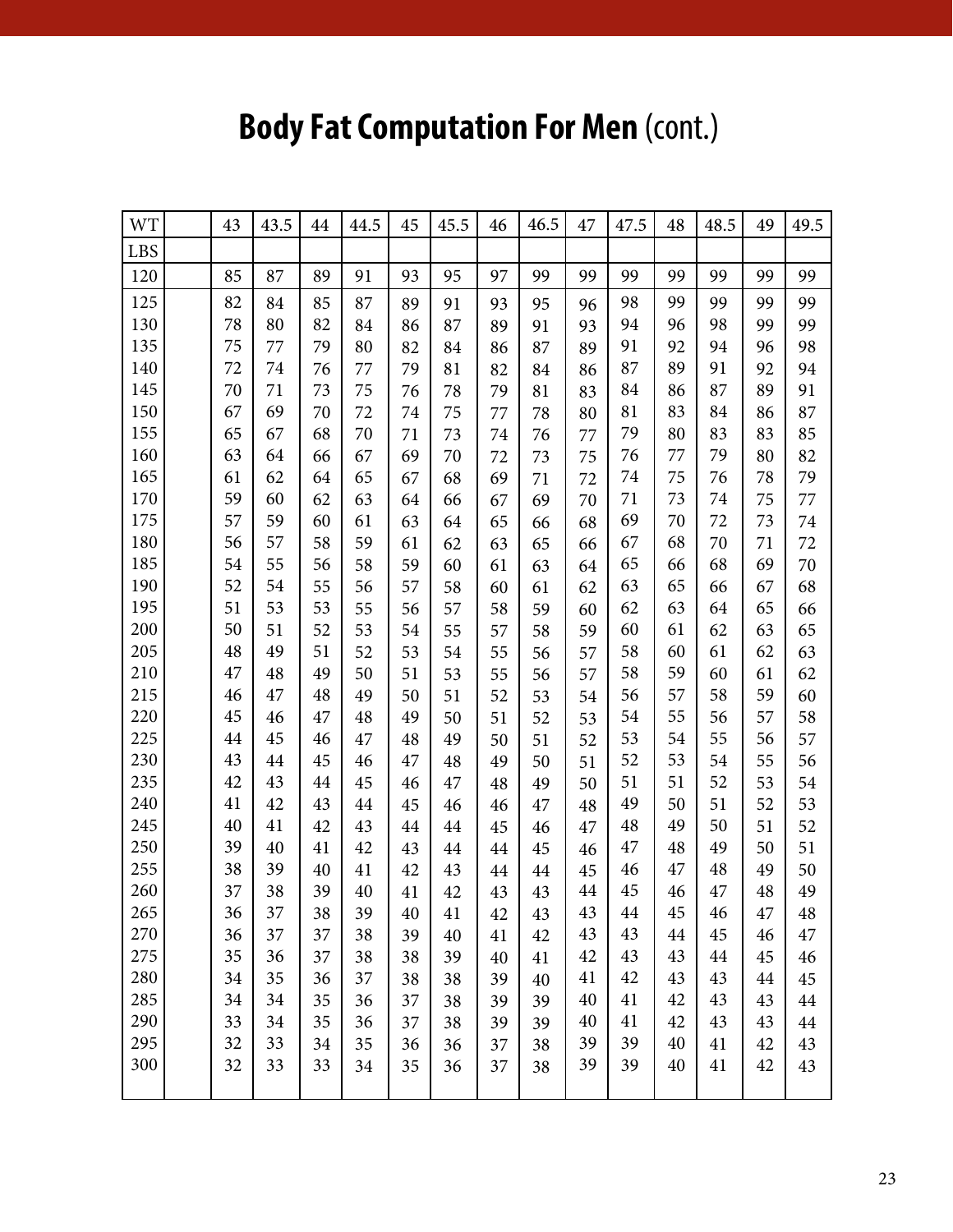# **Body Fat Computation For Men** (cont.)

| WT | | 43 | 43.5 | 44 | 44.5 | 45 | 45.5 | 46 | 46.5 | 47 | 47.5 | 48 | 48.5 | 49 | 49.5 |
|---|---|---|---|---|---|---|---|---|---|---|---|---|---|---|---|
| LBS | | | | | | | | | | | | | | | |
| 120 | | 85 | 87 | 89 | 91 | 93 | 95 | 97 | 99 | 99 | 99 | 99 | 99 | 99 | 99 |
| 125 | | 82 | 84 | 85 | 87 | 89 | 91 | 93 | 95 | 96 | 98 | 99 | 99 | 99 | 99 |
| 130 | | 78 | 80 | 82 | 84 | 86 | 87 | 89 | 91 | 93 | 94 | 96 | 98 | 99 | 99 |
| 135 | | 75 | 77 | 79 | 80 | 82 | 84 | 86 | 87 | 89 | 91 | 92 | 94 | 96 | 98 |
| 140 | | 72 | 74 | 76 | 77 | 79 | 81 | 82 | 84 | 86 | 87 | 89 | 91 | 92 | 94 |
| 145 | | 70 | 71 | 73 | 75 | 76 | 78 | 79 | 81 | 83 | 84 | 86 | 87 | 89 | 91 |
| 150 | | 67 | 69 | 70 | 72 | 74 | 75 | 77 | 78 | 80 | 81 | 83 | 84 | 86 | 87 |
| 155 | | 65 | 67 | 68 | 70 | 71 | 73 | 74 | 76 | 77 | 79 | 80 | 83 | 83 | 85 |
| 160 | | 63 | 64 | 66 | 67 | 69 | 70 | 72 | 73 | 75 | 76 | 77 | 79 | 80 | 82 |
| 165 | | 61 | 62 | 64 | 65 | 67 | 68 | 69 | 71 | 72 | 74 | 75 | 76 | 78 | 79 |
| 170 | | 59 | 60 | 62 | 63 | 64 | 66 | 67 | 69 | 70 | 71 | 73 | 74 | 75 | 77 |
| 175 | | 57 | 59 | 60 | 61 | 63 | 64 | 65 | 66 | 68 | 69 | 70 | 72 | 73 | 74 |
| 180 | | 56 | 57 | 58 | 59 | 61 | 62 | 63 | 65 | 66 | 67 | 68 | 70 | 71 | 72 |
| 185 | | 54 | 55 | 56 | 58 | 59 | 60 | 61 | 63 | 64 | 65 | 66 | 68 | 69 | 70 |
| 190 | | 52 | 54 | 55 | 56 | 57 | 58 | 60 | 61 | 62 | 63 | 65 | 66 | 67 | 68 |
| 195 | | 51 | 53 | 53 | 55 | 56 | 57 | 58 | 59 | 60 | 62 | 63 | 64 | 65 | 66 |
| 200 | | 50 | 51 | 52 | 53 | 54 | 55 | 57 | 58 | 59 | 60 | 61 | 62 | 63 | 65 |
| 205 | | 48 | 49 | 51 | 52 | 53 | 54 | 55 | 56 | 57 | 58 | 60 | 61 | 62 | 63 |
| 210 | | 47 | 48 | 49 | 50 | 51 | 53 | 55 | 56 | 57 | 58 | 59 | 60 | 61 | 62 |
| 215 | | 46 | 47 | 48 | 49 | 50 | 51 | 52 | 53 | 54 | 56 | 57 | 58 | 59 | 60 |
| 220 | | 45 | 46 | 47 | 48 | 49 | 50 | 51 | 52 | 53 | 54 | 55 | 56 | 57 | 58 |
| 225 | | 44 | 45 | 46 | 47 | 48 | 49 | 50 | 51 | 52 | 53 | 54 | 55 | 56 | 57 |
| 230 | | 43 | 44 | 45 | 46 | 47 | 48 | 49 | 50 | 51 | 52 | 53 | 54 | 55 | 56 |
| 235 | | 42 | 43 | 44 | 45 | 46 | 47 | 48 | 49 | 50 | 51 | 51 | 52 | 53 | 54 |
| 240 | | 41 | 42 | 43 | 44 | 45 | 46 | 46 | 47 | 48 | 49 | 50 | 51 | 52 | 53 |
| 245 | | 40 | 41 | 42 | 43 | 44 | 44 | 45 | 46 | 47 | 48 | 49 | 50 | 51 | 52 |
| 250 | | 39 | 40 | 41 | 42 | 43 | 44 | 44 | 45 | 46 | 47 | 48 | 49 | 50 | 51 |
| 255 | | 38 | 39 | 40 | 41 | 42 | 43 | 44 | 44 | 45 | 46 | 47 | 48 | 49 | 50 |
| 260 | | 37 | 38 | 39 | 40 | 41 | 42 | 43 | 43 | 44 | 45 | 46 | 47 | 48 | 49 |
| 265 | | 36 | 37 | 38 | 39 | 40 | 41 | 42 | 43 | 43 | 44 | 45 | 46 | 47 | 48 |
| 270 | | 36 | 37 | 37 | 38 | 39 | 40 | 41 | 42 | 43 | 43 | 44 | 45 | 46 | 47 |
| 275 | | 35 | 36 | 37 | 38 | 38 | 39 | 40 | 41 | 42 | 43 | 43 | 44 | 45 | 46 |
| 280 | | 34 | 35 | 36 | 37 | 38 | 38 | 39 | 40 | 41 | 42 | 43 | 43 | 44 | 45 |
| 285 | | 34 | 34 | 35 | 36 | 37 | 38 | 39 | 39 | 40 | 41 | 42 | 43 | 43 | 44 |
| 290 | | 33 | 34 | 35 | 36 | 37 | 38 | 39 | 39 | 40 | 41 | 42 | 43 | 43 | 44 |
| 295 | | 32 | 33 | 34 | 35 | 36 | 36 | 37 | 38 | 39 | 39 | 40 | 41 | 42 | 43 |
| 300 | | 32 | 33 | 33 | 34 | 35 | 36 | 37 | 38 | 39 | 39 | 40 | 41 | 42 | 43 |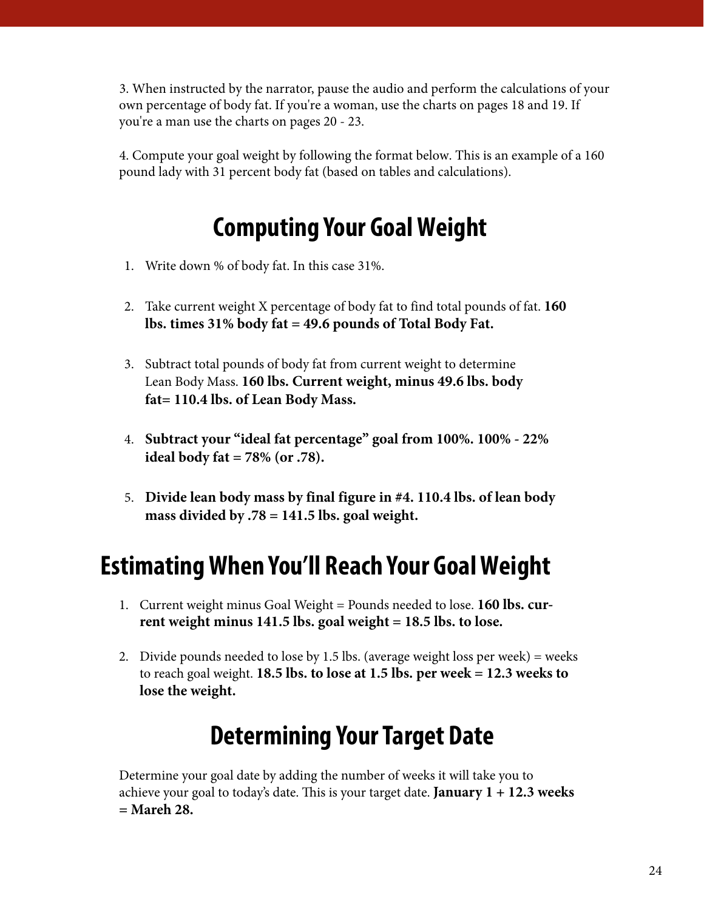3. When instructed by the narrator, pause the audio and perform the calculations of your own percentage of body fat. If you're a woman, use the charts on pages 18 and 19. If you're a man use the charts on pages 20 - 23.

4. Compute your goal weight by following the format below. This is an example of a 160 pound lady with 31 percent body fat (based on tables and calculations).

## Computing Your Goal Weight

1. Write down % of body fat. In this case 31%.

2. Take current weight X percentage of body fat to find total pounds of fat. **160 lbs. times 31% body fat = 49.6 pounds of Total Body Fat.**

3. Subtract total pounds of body fat from current weight to determine Lean Body Mass. **160 lbs. Current weight, minus 49.6 lbs. body fat= 110.4 lbs. of Lean Body Mass.**

4. **Subtract your "ideal fat percentage" goal from 100%. 100% - 22% ideal body fat = 78% (or .78).**

5. **Divide lean body mass by final figure in #4. 110.4 lbs. of lean body mass divided by .78 = 141.5 lbs. goal weight.**

## Estimating When You'll Reach Your Goal Weight

1. Current weight minus Goal Weight = Pounds needed to lose. **160 lbs. current weight minus 141.5 lbs. goal weight = 18.5 lbs. to lose.**

2. Divide pounds needed to lose by 1.5 lbs. (average weight loss per week) = weeks to reach goal weight. **18.5 lbs. to lose at 1.5 lbs. per week = 12.3 weeks to lose the weight.**

## Determining Your Target Date

Determine your goal date by adding the number of weeks it will take you to achieve your goal to today's date. This is your target date. **January 1 + 12.3 weeks = Mareh 28.**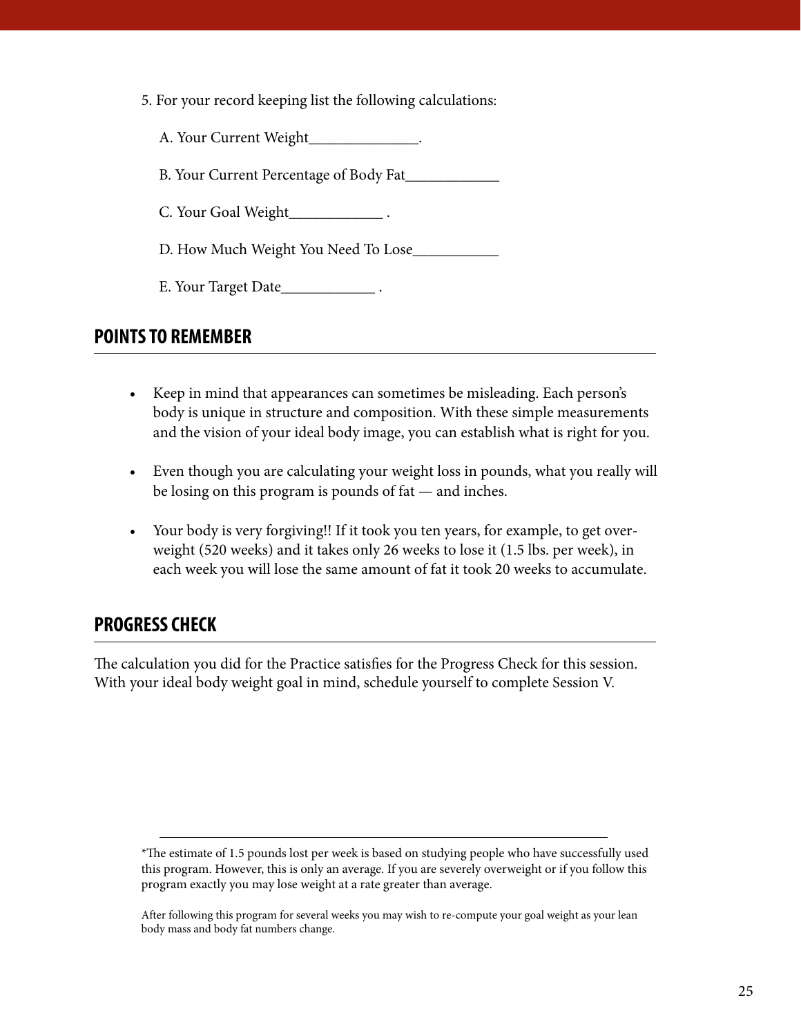5. For your record keeping list the following calculations:

A. Your Current Weight______________.

B. Your Current Percentage of Body Fat____________

C. Your Goal Weight____________ .

D. How Much Weight You Need To Lose___________

E. Your Target Date____________ .

## POINTS TO REMEMBER

- Keep in mind that appearances can sometimes be misleading. Each person's body is unique in structure and composition. With these simple measurements and the vision of your ideal body image, you can establish what is right for you.
- Even though you are calculating your weight loss in pounds, what you really will be losing on this program is pounds of fat — and inches.
- Your body is very forgiving!! If it took you ten years, for example, to get overweight (520 weeks) and it takes only 26 weeks to lose it (1.5 lbs. per week), in each week you will lose the same amount of fat it took 20 weeks to accumulate.

## PROGRESS CHECK

The calculation you did for the Practice satisfies for the Progress Check for this session. With your ideal body weight goal in mind, schedule yourself to complete Session V.

---

*The estimate of 1.5 pounds lost per week is based on studying people who have successfully used this program. However, this is only an average. If you are severely overweight or if you follow this program exactly you may lose weight at a rate greater than average.

After following this program for several weeks you may wish to re-compute your goal weight as your lean body mass and body fat numbers change.